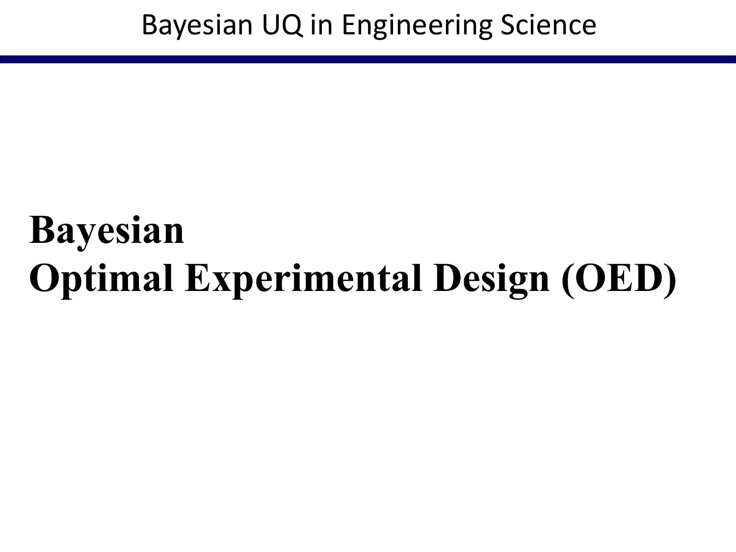# Bayesian Optimal Experimental Design (OED)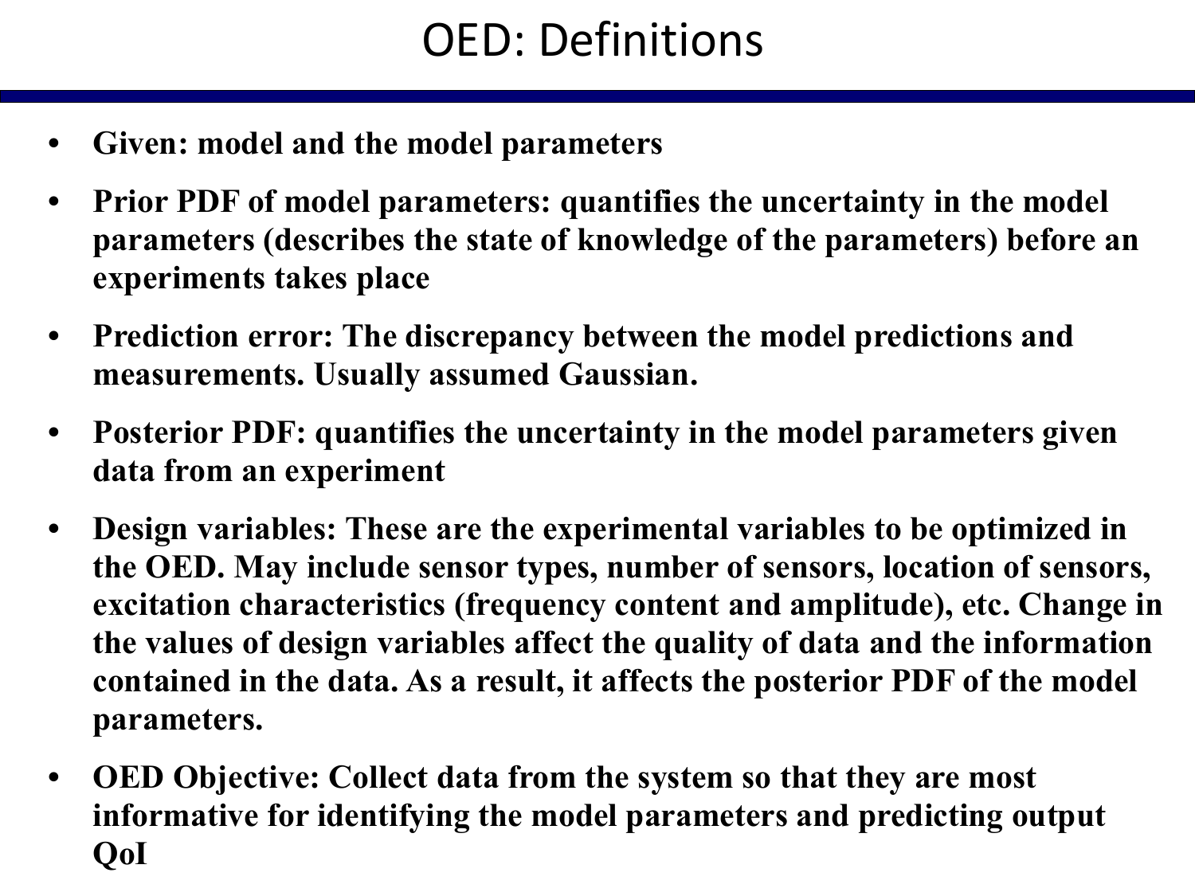# OED: Definitions

- **Given: model and the model parameters**
- **Prior PDF of model parameters: quantifies the uncertainty in the model parameters (describes the state of knowledge of the parameters) before an experiments takes place**
- **Prediction error: The discrepancy between the model predictions and measurements. Usually assumed Gaussian.**
- **Posterior PDF: quantifies the uncertainty in the model parameters given data from an experiment**
- **Design variables: These are the experimental variables to be optimized in the OED. May include sensor types, number of sensors, location of sensors, excitation characteristics (frequency content and amplitude), etc. Change in the values of design variables affect the quality of data and the information contained in the data. As a result, it affects the posterior PDF of the model parameters.**
- **OED Objective: Collect data from the system so that they are most informative for identifying the model parameters and predicting output QoI**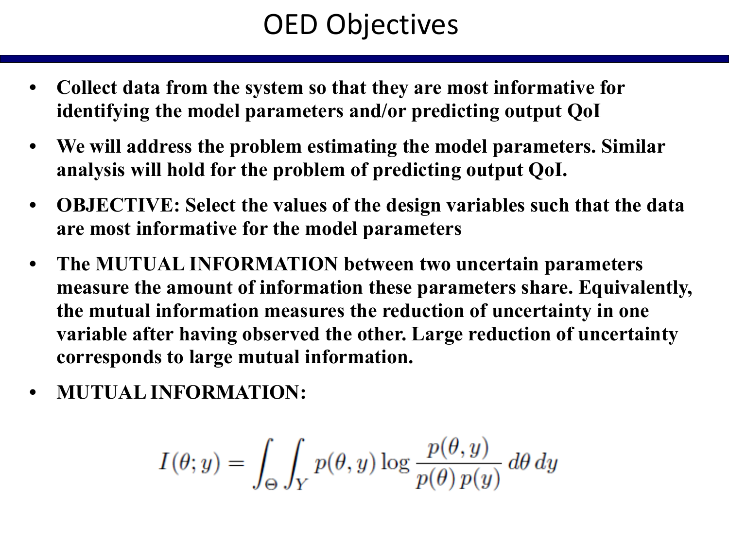# OED Objectives

- **Collect data from the system so that they are most informative for identifying the model parameters and/or predicting output QoI**
- **We will address the problem estimating the model parameters. Similar analysis will hold for the problem of predicting output QoI.**
- **OBJECTIVE: Select the values of the design variables such that the data are most informative for the model parameters**
- **The MUTUAL INFORMATION between two uncertain parameters measure the amount of information these parameters share. Equivalently, the mutual information measures the reduction of uncertainty in one variable after having observed the other. Large reduction of uncertainty corresponds to large mutual information.**
- **MUTUAL INFORMATION:**

$$I(\theta; y) = \int_{\Theta} \int_{Y} p(\theta, y) \log \frac{p(\theta, y)}{p(\theta)\, p(y)} \, d\theta \, dy$$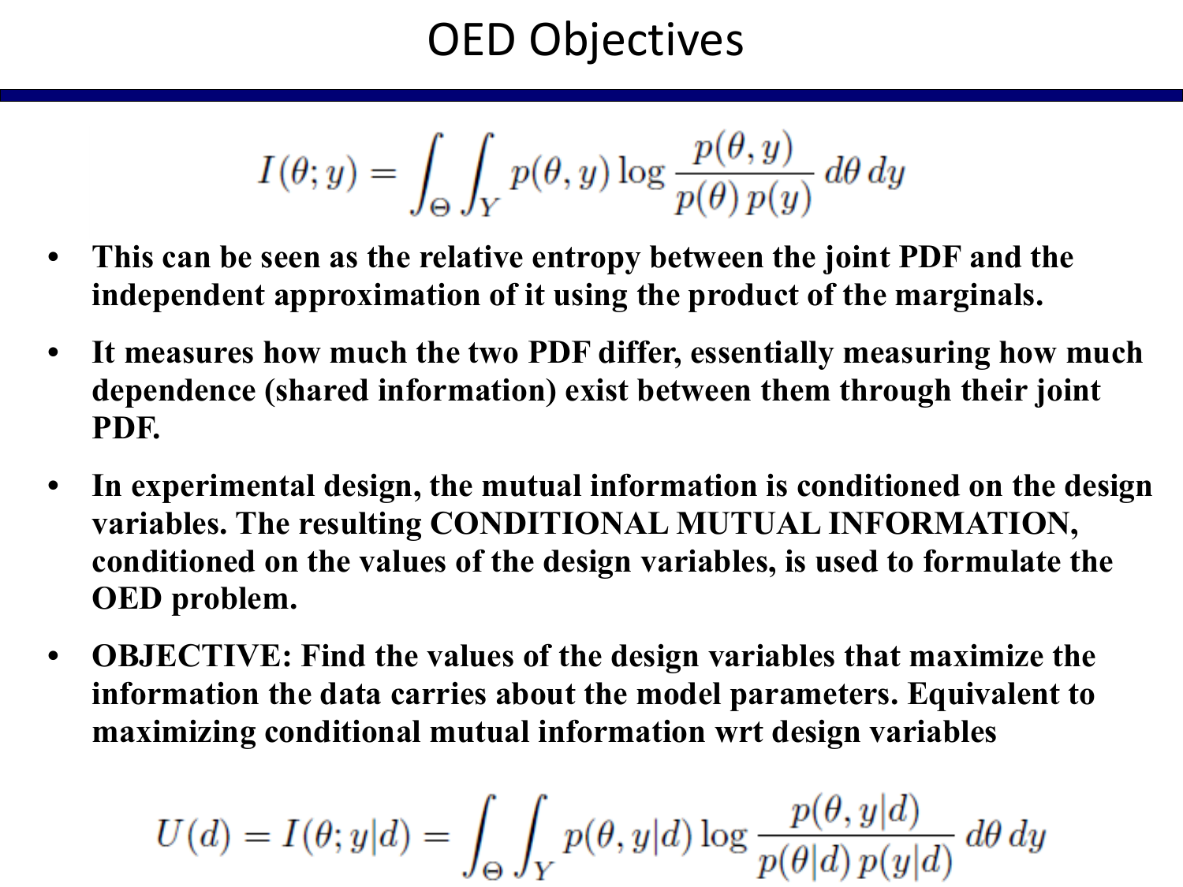# OED Objectives

$$I(\theta; y) = \int_{\Theta} \int_{Y} p(\theta, y) \log \frac{p(\theta, y)}{p(\theta)\, p(y)}\, d\theta\, dy$$

- **This can be seen as the relative entropy between the joint PDF and the independent approximation of it using the product of the marginals.**
- **It measures how much the two PDF differ, essentially measuring how much dependence (shared information) exist between them through their joint PDF.**
- **In experimental design, the mutual information is conditioned on the design variables. The resulting CONDITIONAL MUTUAL INFORMATION, conditioned on the values of the design variables, is used to formulate the OED problem.**
- **OBJECTIVE: Find the values of the design variables that maximize the information the data carries about the model parameters. Equivalent to maximizing conditional mutual information wrt design variables**

$$U(d) = I(\theta; y|d) = \int_{\Theta} \int_{Y} p(\theta, y|d) \log \frac{p(\theta, y|d)}{p(\theta|d)\, p(y|d)}\, d\theta\, dy$$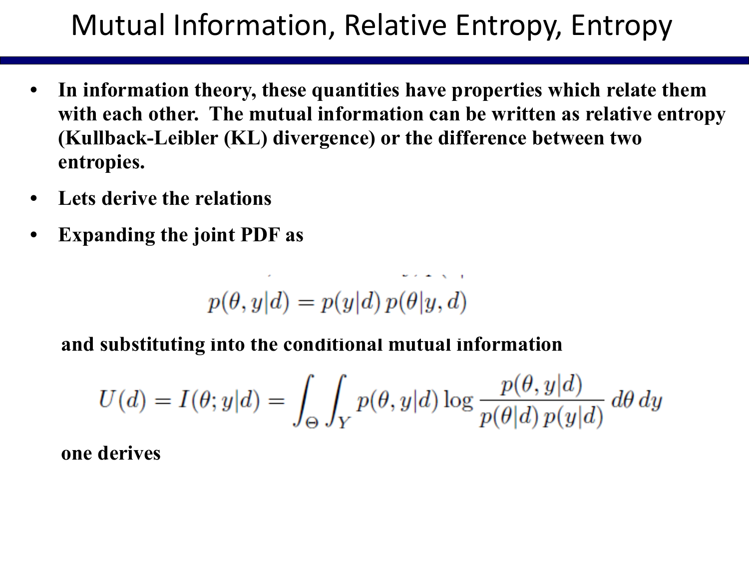# Mutual Information, Relative Entropy, Entropy

- **In information theory, these quantities have properties which relate them with each other. The mutual information can be written as relative entropy (Kullback-Leibler (KL) divergence) or the difference between two entropies.**
- **Lets derive the relations**
- **Expanding the joint PDF as**

$$p(\theta, y|d) = p(y|d)\, p(\theta|y, d)$$

**and substituting into the conditional mutual information**

$$U(d) = I(\theta; y|d) = \int_{\Theta} \int_{Y} p(\theta, y|d) \log \frac{p(\theta, y|d)}{p(\theta|d)\, p(y|d)}\, d\theta\, dy$$

**one derives**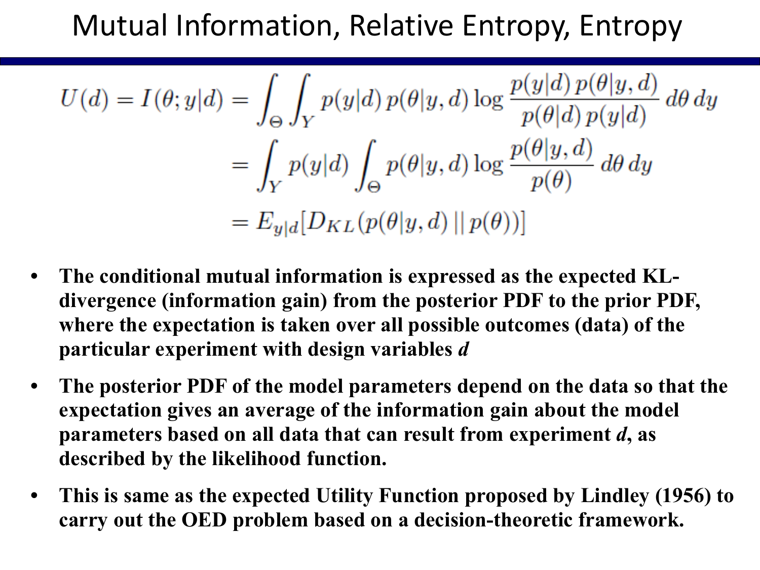# Mutual Information, Relative Entropy, Entropy

$$
\begin{aligned}
U(d) = I(\theta; y|d) &= \int_{\Theta} \int_{Y} p(y|d)\, p(\theta|y,d) \log \frac{p(y|d)\, p(\theta|y,d)}{p(\theta|d)\, p(y|d)} \, d\theta \, dy \\
&= \int_{Y} p(y|d) \int_{\Theta} p(\theta|y,d) \log \frac{p(\theta|y,d)}{p(\theta)} \, d\theta \, dy \\
&= E_{y|d}[D_{KL}(p(\theta|y,d) \,||\, p(\theta))]
\end{aligned}
$$

- **The conditional mutual information is expressed as the expected KL-divergence (information gain) from the posterior PDF to the prior PDF, where the expectation is taken over all possible outcomes (data) of the particular experiment with design variables *d***
- **The posterior PDF of the model parameters depend on the data so that the expectation gives an average of the information gain about the model parameters based on all data that can result from experiment *d*, as described by the likelihood function.**
- **This is same as the expected Utility Function proposed by Lindley (1956) to carry out the OED problem based on a decision-theoretic framework.**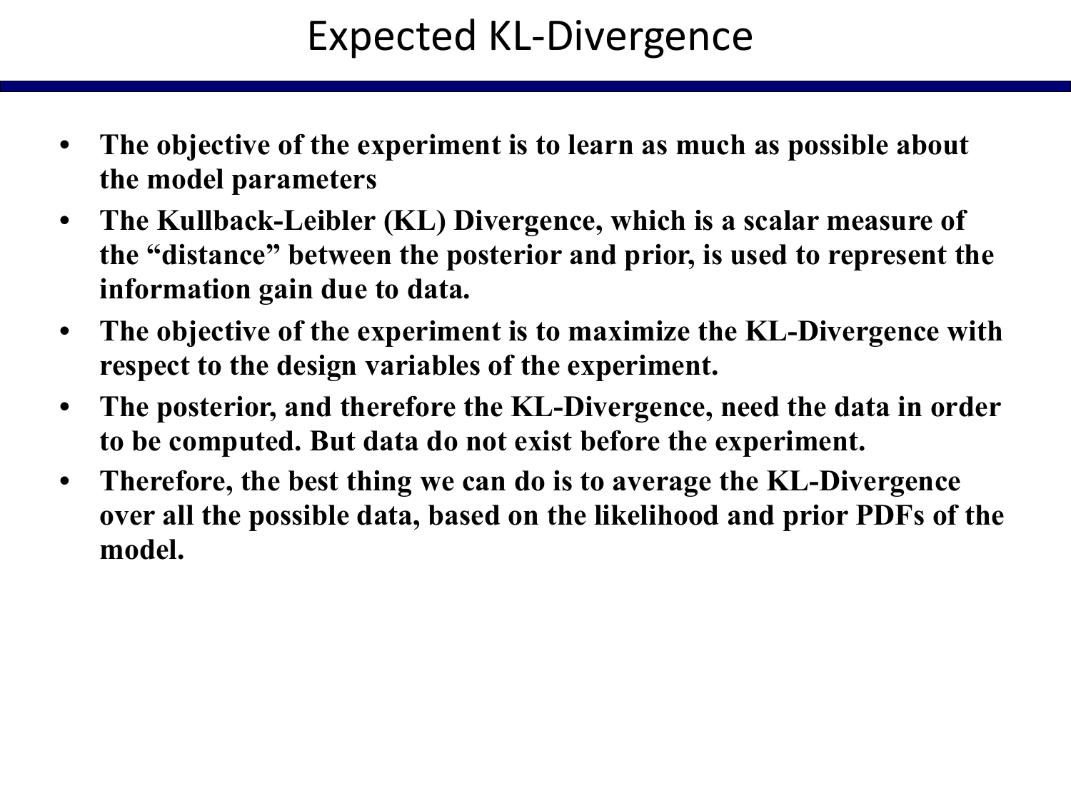# Expected KL-Divergence

- **The objective of the experiment is to learn as much as possible about the model parameters**
- **The Kullback-Leibler (KL) Divergence, which is a scalar measure of the "distance" between the posterior and prior, is used to represent the information gain due to data.**
- **The objective of the experiment is to maximize the KL-Divergence with respect to the design variables of the experiment.**
- **The posterior, and therefore the KL-Divergence, need the data in order to be computed. But data do not exist before the experiment.**
- **Therefore, the best thing we can do is to average the KL-Divergence over all the possible data, based on the likelihood and prior PDFs of the model.**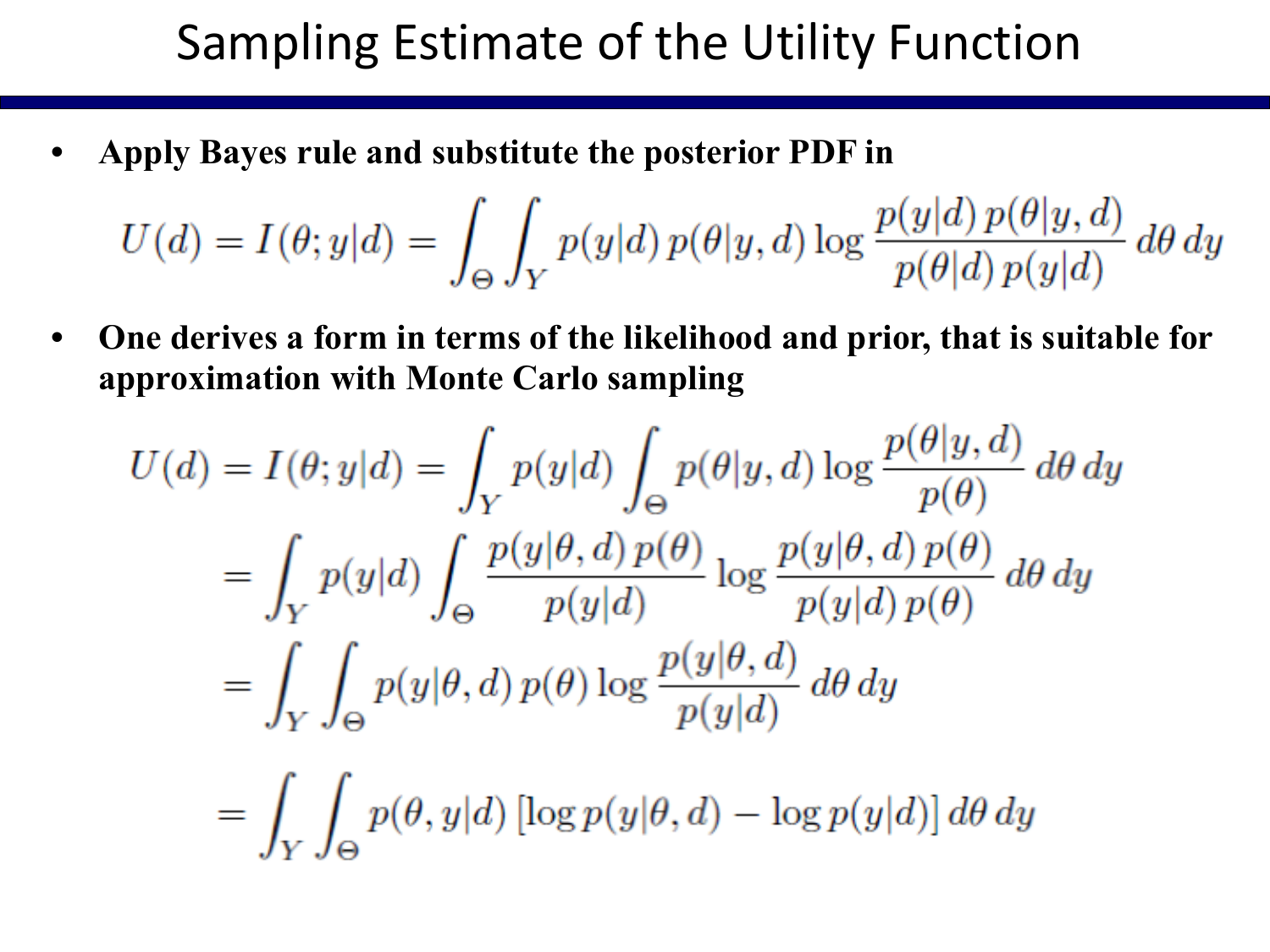# Sampling Estimate of the Utility Function

- **Apply Bayes rule and substitute the posterior PDF in**

$$U(d) = I(\theta; y|d) = \int_{\Theta}\int_{Y} p(y|d)\, p(\theta|y,d) \log \frac{p(y|d)\, p(\theta|y,d)}{p(\theta|d)\, p(y|d)}\, d\theta\, dy$$

- **One derives a form in terms of the likelihood and prior, that is suitable for approximation with Monte Carlo sampling**

$$\begin{aligned}
U(d) = I(\theta; y|d) &= \int_{Y} p(y|d) \int_{\Theta} p(\theta|y,d) \log \frac{p(\theta|y,d)}{p(\theta)}\, d\theta\, dy \\
&= \int_{Y} p(y|d) \int_{\Theta} \frac{p(y|\theta,d)\, p(\theta)}{p(y|d)} \log \frac{p(y|\theta,d)\, p(\theta)}{p(y|d)\, p(\theta)}\, d\theta\, dy \\
&= \int_{Y}\int_{\Theta} p(y|\theta,d)\, p(\theta) \log \frac{p(y|\theta,d)}{p(y|d)}\, d\theta\, dy \\
&= \int_{Y}\int_{\Theta} p(\theta, y|d) \left[\log p(y|\theta,d) - \log p(y|d)\right] d\theta\, dy
\end{aligned}$$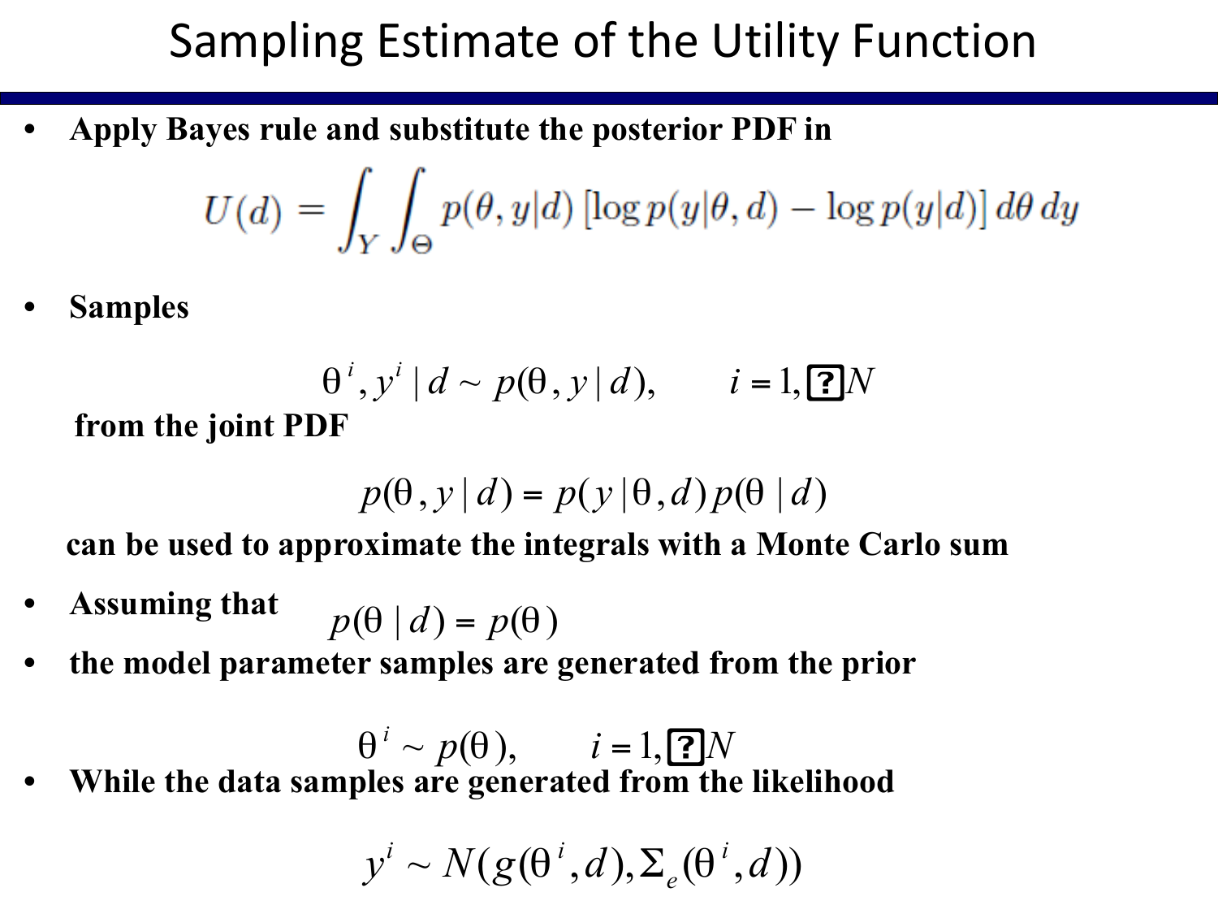# Sampling Estimate of the Utility Function

- **Apply Bayes rule and substitute the posterior PDF in**

$$U(d) = \int_Y \int_\Theta p(\theta, y|d) \left[\log p(y|\theta, d) - \log p(y|d)\right] d\theta \, dy$$

- **Samples**

$$\theta^i, y^i \mid d \sim p(\theta, y \mid d), \qquad i = 1, \ldots N$$

**from the joint PDF**

$$p(\theta, y \mid d) = p(y \mid \theta, d)\, p(\theta \mid d)$$

**can be used to approximate the integrals with a Monte Carlo sum**

- **Assuming that** $p(\theta \mid d) = p(\theta)$
- **the model parameter samples are generated from the prior**

$$\theta^i \sim p(\theta), \qquad i = 1, \ldots N$$

- **While the data samples are generated from the likelihood**

$$y^i \sim N(g(\theta^i, d), \Sigma_e(\theta^i, d))$$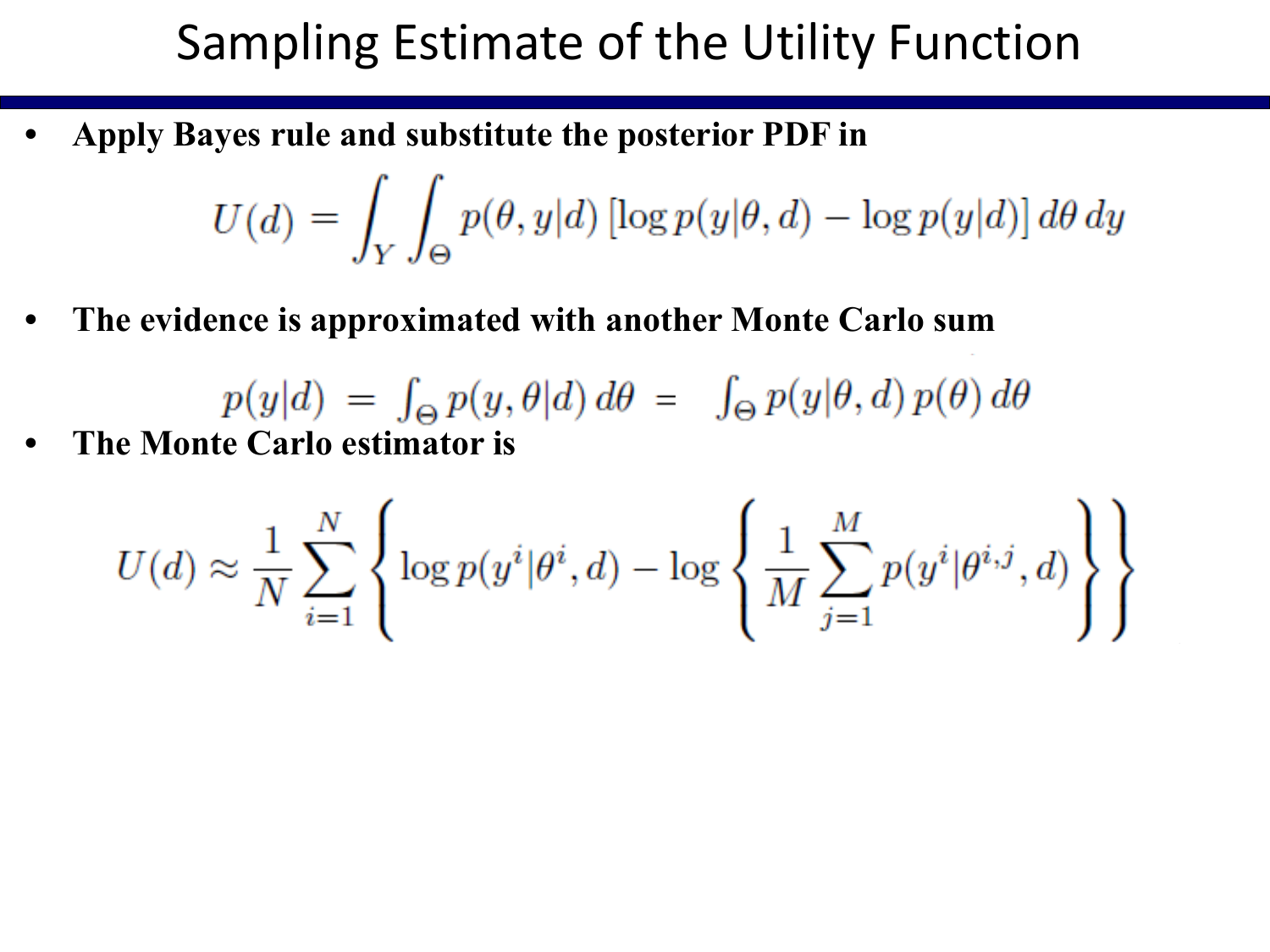# Sampling Estimate of the Utility Function

- **Apply Bayes rule and substitute the posterior PDF in**

$$U(d) = \int_Y \int_\Theta p(\theta, y|d) \left[\log p(y|\theta, d) - \log p(y|d)\right] d\theta \, dy$$

- **The evidence is approximated with another Monte Carlo sum**

$$p(y|d) = \int_\Theta p(y, \theta|d) \, d\theta = \int_\Theta p(y|\theta, d) \, p(\theta) \, d\theta$$

- **The Monte Carlo estimator is**

$$U(d) \approx \frac{1}{N} \sum_{i=1}^{N} \left\{ \log p(y^i|\theta^i, d) - \log \left\{ \frac{1}{M} \sum_{j=1}^{M} p(y^i|\theta^{i,j}, d) \right\} \right\}$$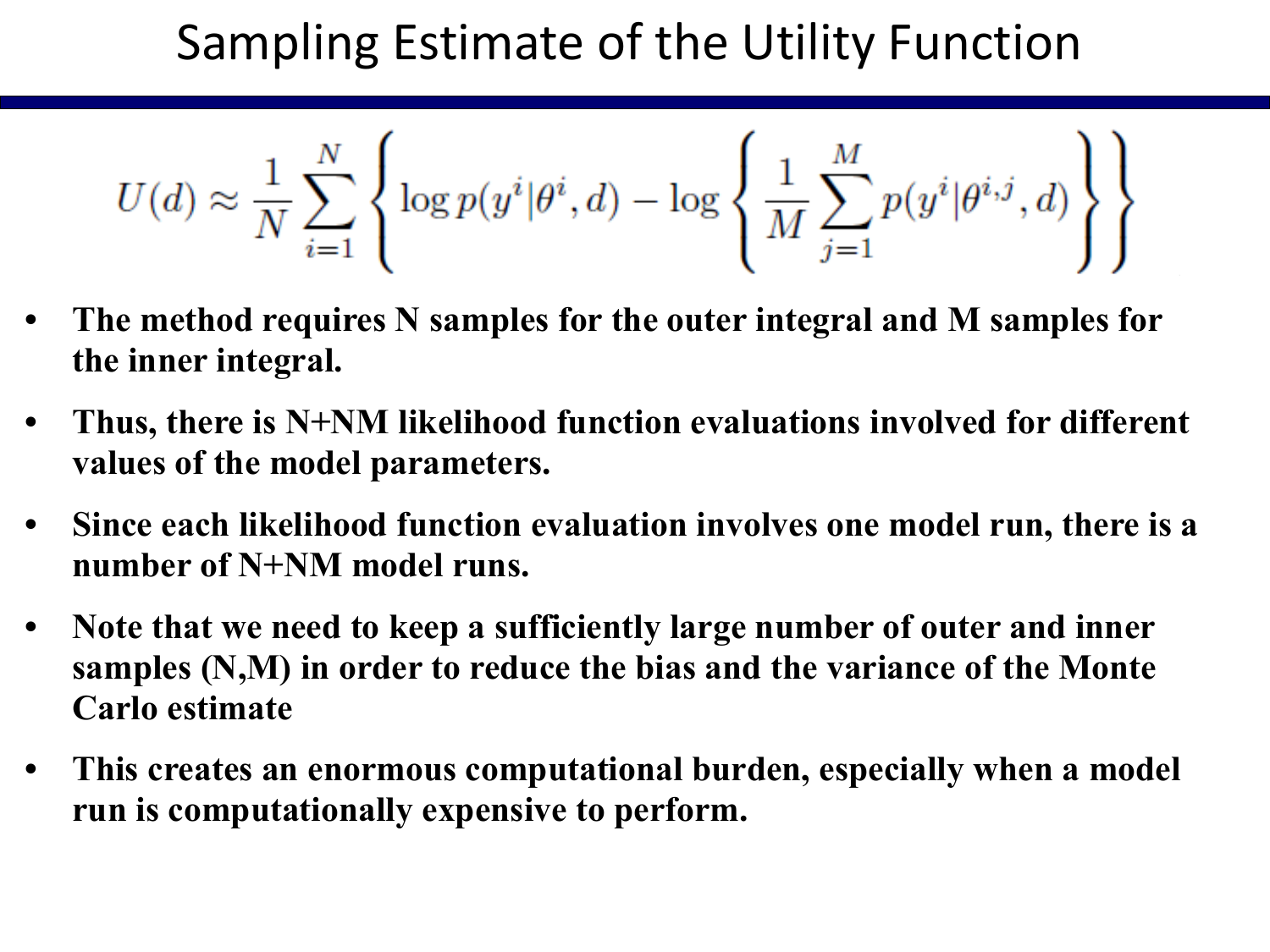# Sampling Estimate of the Utility Function

$$U(d) \approx \frac{1}{N} \sum_{i=1}^{N} \left\{ \log p(y^i|\theta^i, d) - \log \left\{ \frac{1}{M} \sum_{j=1}^{M} p(y^i|\theta^{i,j}, d) \right\} \right\}$$

- **The method requires N samples for the outer integral and M samples for the inner integral.**
- **Thus, there is N+NM likelihood function evaluations involved for different values of the model parameters.**
- **Since each likelihood function evaluation involves one model run, there is a number of N+NM model runs.**
- **Note that we need to keep a sufficiently large number of outer and inner samples (N,M) in order to reduce the bias and the variance of the Monte Carlo estimate**
- **This creates an enormous computational burden, especially when a model run is computationally expensive to perform.**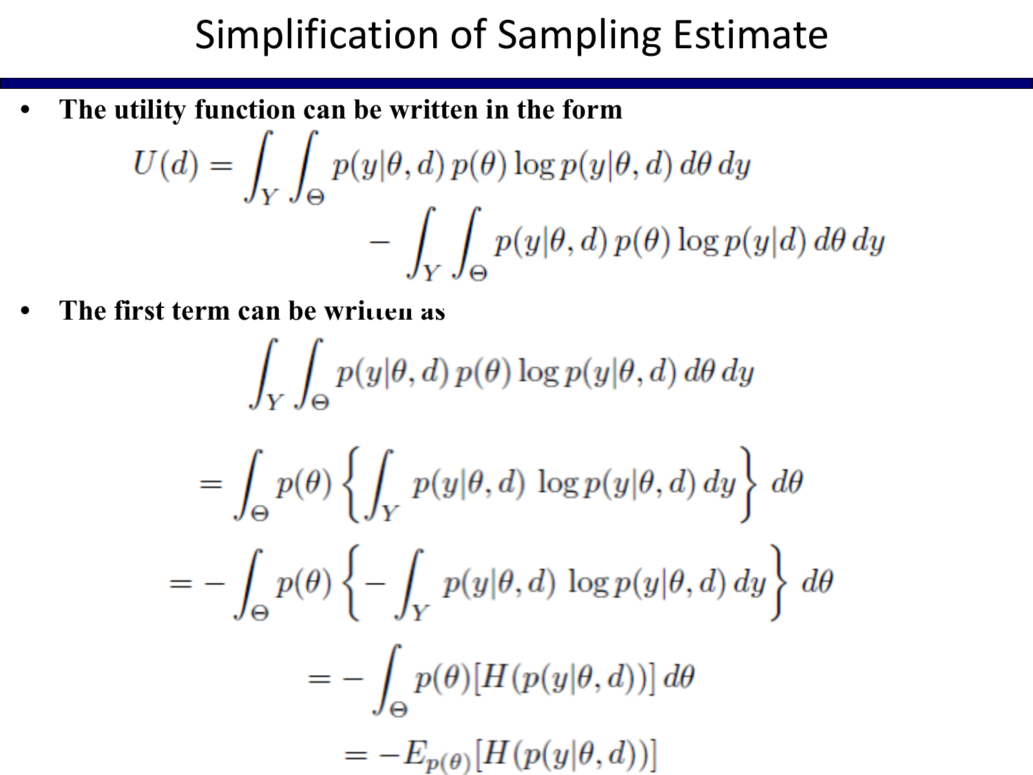# Simplification of Sampling Estimate

- **The utility function can be written in the form**

$$U(d) = \int_Y \int_\Theta p(y|\theta, d)\, p(\theta) \log p(y|\theta, d)\, d\theta\, dy - \int_Y \int_\Theta p(y|\theta, d)\, p(\theta) \log p(y|d)\, d\theta\, dy$$

- **The first term can be written as**

$$\begin{aligned}
&\int_Y \int_\Theta p(y|\theta, d)\, p(\theta) \log p(y|\theta, d)\, d\theta\, dy \\
&= \int_\Theta p(\theta) \left\{ \int_Y p(y|\theta, d)\, \log p(y|\theta, d)\, dy \right\} d\theta \\
&= -\int_\Theta p(\theta) \left\{ -\int_Y p(y|\theta, d)\, \log p(y|\theta, d)\, dy \right\} d\theta \\
&= -\int_\Theta p(\theta) [H(p(y|\theta, d))]\, d\theta \\
&= -E_{p(\theta)}[H(p(y|\theta, d))]
\end{aligned}$$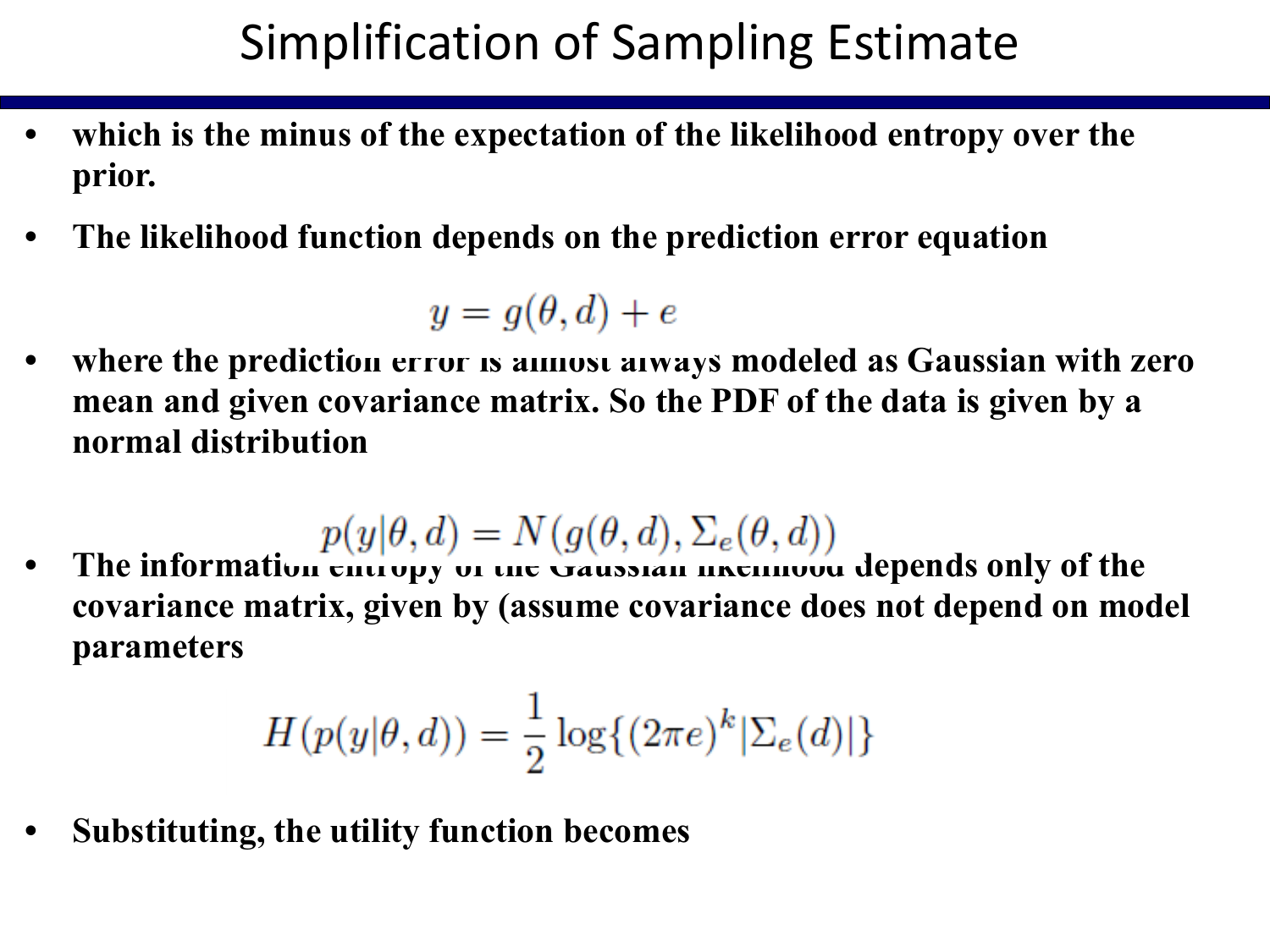# Simplification of Sampling Estimate

- **which is the minus of the expectation of the likelihood entropy over the prior.**
- **The likelihood function depends on the prediction error equation**

$$y = g(\theta, d) + e$$

- **where the prediction error is almost always modeled as Gaussian with zero mean and given covariance matrix. So the PDF of the data is given by a normal distribution**

$$p(y|\theta, d) = N(g(\theta, d), \Sigma_e(\theta, d))$$

- **The information entropy of the Gaussian likelihood depends only of the covariance matrix, given by (assume covariance does not depend on model parameters**

$$H(p(y|\theta, d)) = \frac{1}{2}\log\{(2\pi e)^k |\Sigma_e(d)|\}$$

- **Substituting, the utility function becomes**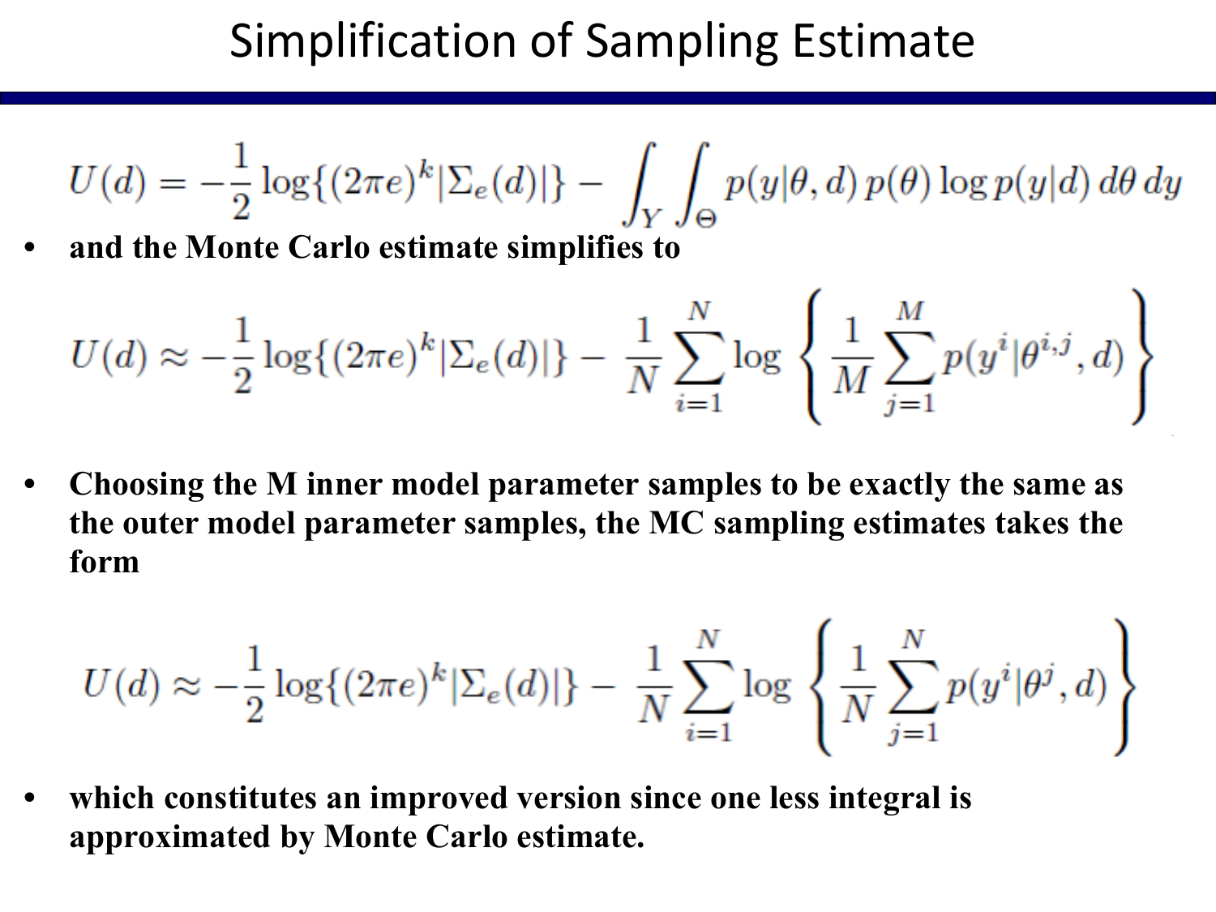# Simplification of Sampling Estimate

$$U(d) = -\frac{1}{2}\log\{(2\pi e)^k |\Sigma_e(d)|\} - \int_Y \int_\Theta p(y|\theta, d)\, p(\theta) \log p(y|d)\, d\theta\, dy$$

- **and the Monte Carlo estimate simplifies to**

$$U(d) \approx -\frac{1}{2}\log\{(2\pi e)^k |\Sigma_e(d)|\} - \frac{1}{N}\sum_{i=1}^{N} \log\left\{\frac{1}{M}\sum_{j=1}^{M} p(y^i|\theta^{i,j}, d)\right\}$$

- **Choosing the M inner model parameter samples to be exactly the same as the outer model parameter samples, the MC sampling estimates takes the form**

$$U(d) \approx -\frac{1}{2}\log\{(2\pi e)^k |\Sigma_e(d)|\} - \frac{1}{N}\sum_{i=1}^{N} \log\left\{\frac{1}{N}\sum_{j=1}^{N} p(y^i|\theta^{j}, d)\right\}$$

- **which constitutes an improved version since one less integral is approximated by Monte Carlo estimate.**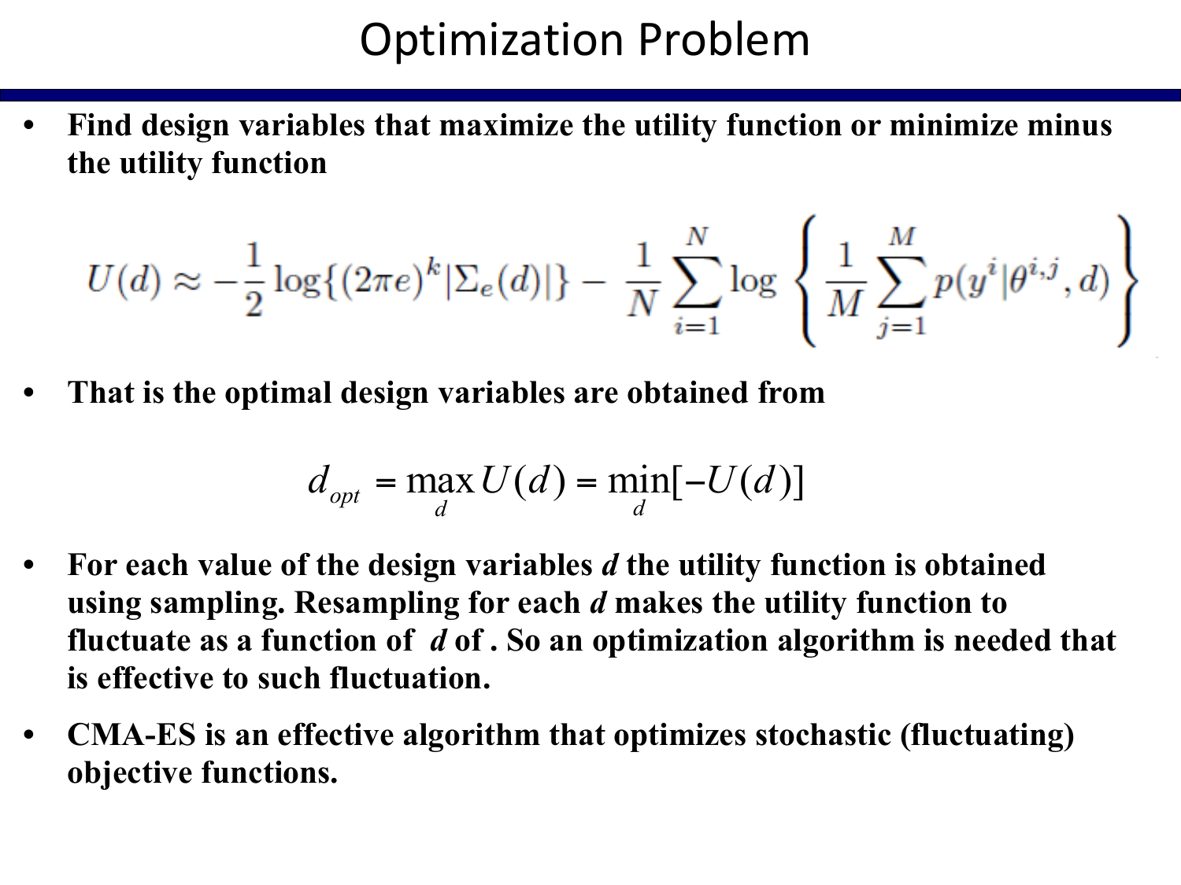# Optimization Problem

- **Find design variables that maximize the utility function or minimize minus the utility function**

$$U(d) \approx -\frac{1}{2}\log\{(2\pi e)^k |\Sigma_e(d)|\} - \frac{1}{N}\sum_{i=1}^{N} \log\left\{\frac{1}{M}\sum_{j=1}^{M} p(y^i|\theta^{i,j}, d)\right\}$$

- **That is the optimal design variables are obtained from**

$$d_{opt} = \max_d U(d) = \min_d[-U(d)]$$

- **For each value of the design variables *d* the utility function is obtained using sampling. Resampling for each *d* makes the utility function to fluctuate as a function of *d* of . So an optimization algorithm is needed that is effective to such fluctuation.**

- **CMA-ES is an effective algorithm that optimizes stochastic (fluctuating) objective functions.**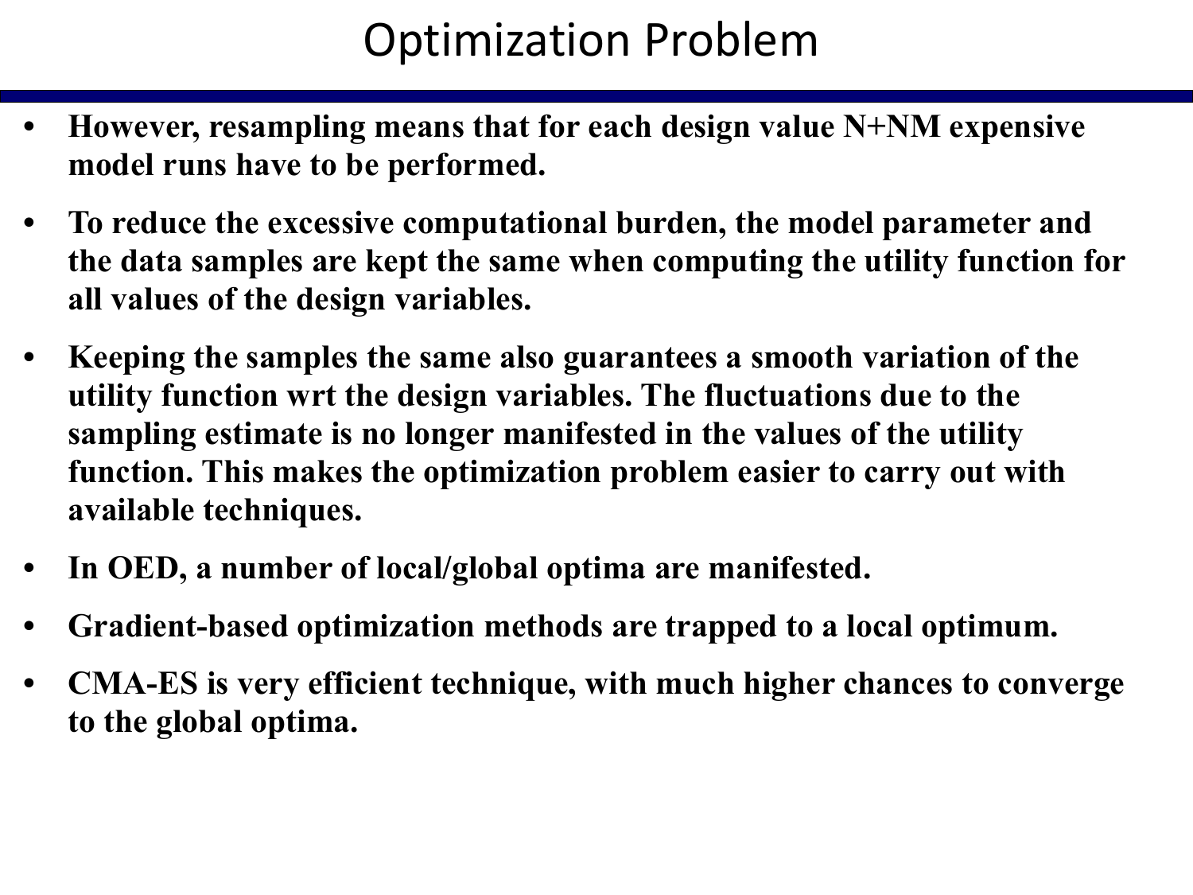# Optimization Problem

- **However, resampling means that for each design value N+NM expensive model runs have to be performed.**
- **To reduce the excessive computational burden, the model parameter and the data samples are kept the same when computing the utility function for all values of the design variables.**
- **Keeping the samples the same also guarantees a smooth variation of the utility function wrt the design variables. The fluctuations due to the sampling estimate is no longer manifested in the values of the utility function. This makes the optimization problem easier to carry out with available techniques.**
- **In OED, a number of local/global optima are manifested.**
- **Gradient-based optimization methods are trapped to a local optimum.**
- **CMA-ES is very efficient technique, with much higher chances to converge to the global optima.**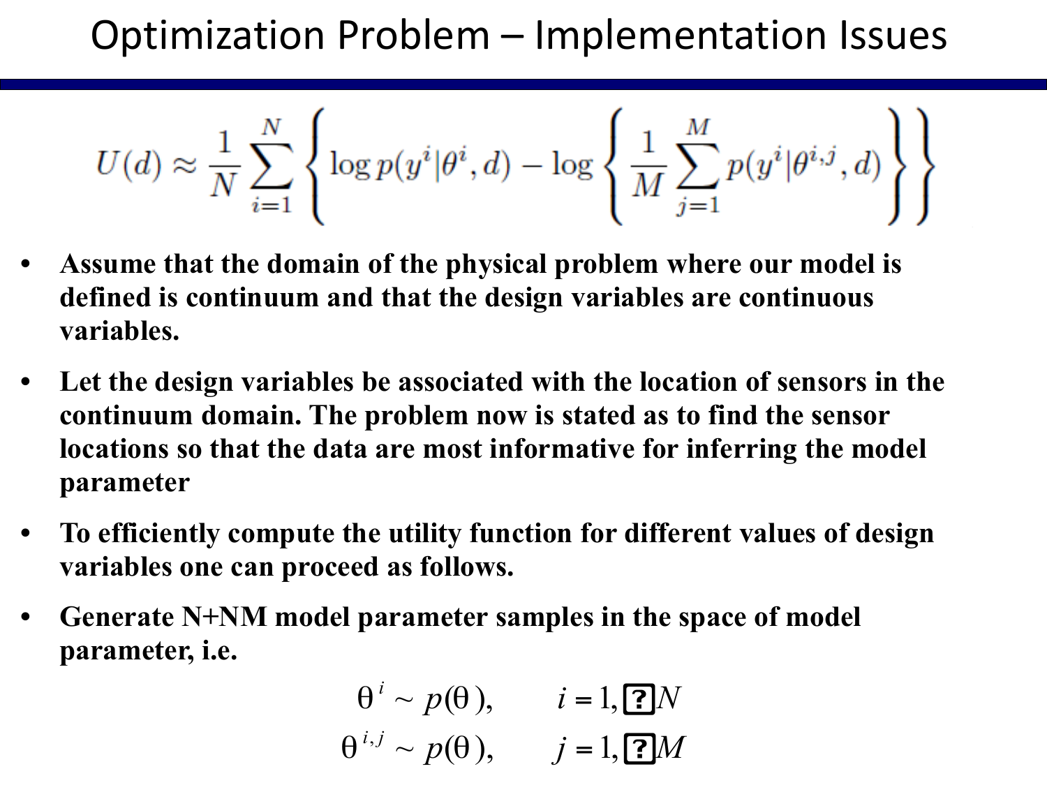# Optimization Problem – Implementation Issues

$$U(d) \approx \frac{1}{N} \sum_{i=1}^{N} \left\{ \log p(y^i|\theta^i, d) - \log \left\{ \frac{1}{M} \sum_{j=1}^{M} p(y^i|\theta^{i,j}, d) \right\} \right\}$$

- **Assume that the domain of the physical problem where our model is defined is continuum and that the design variables are continuous variables.**
- **Let the design variables be associated with the location of sensors in the continuum domain. The problem now is stated as to find the sensor locations so that the data are most informative for inferring the model parameter**
- **To efficiently compute the utility function for different values of design variables one can proceed as follows.**
- **Generate N+NM model parameter samples in the space of model parameter, i.e.**

$$\theta^{i} \sim p(\theta), \qquad i = 1, \ldots N$$

$$\theta^{i,j} \sim p(\theta), \qquad j = 1, \ldots M$$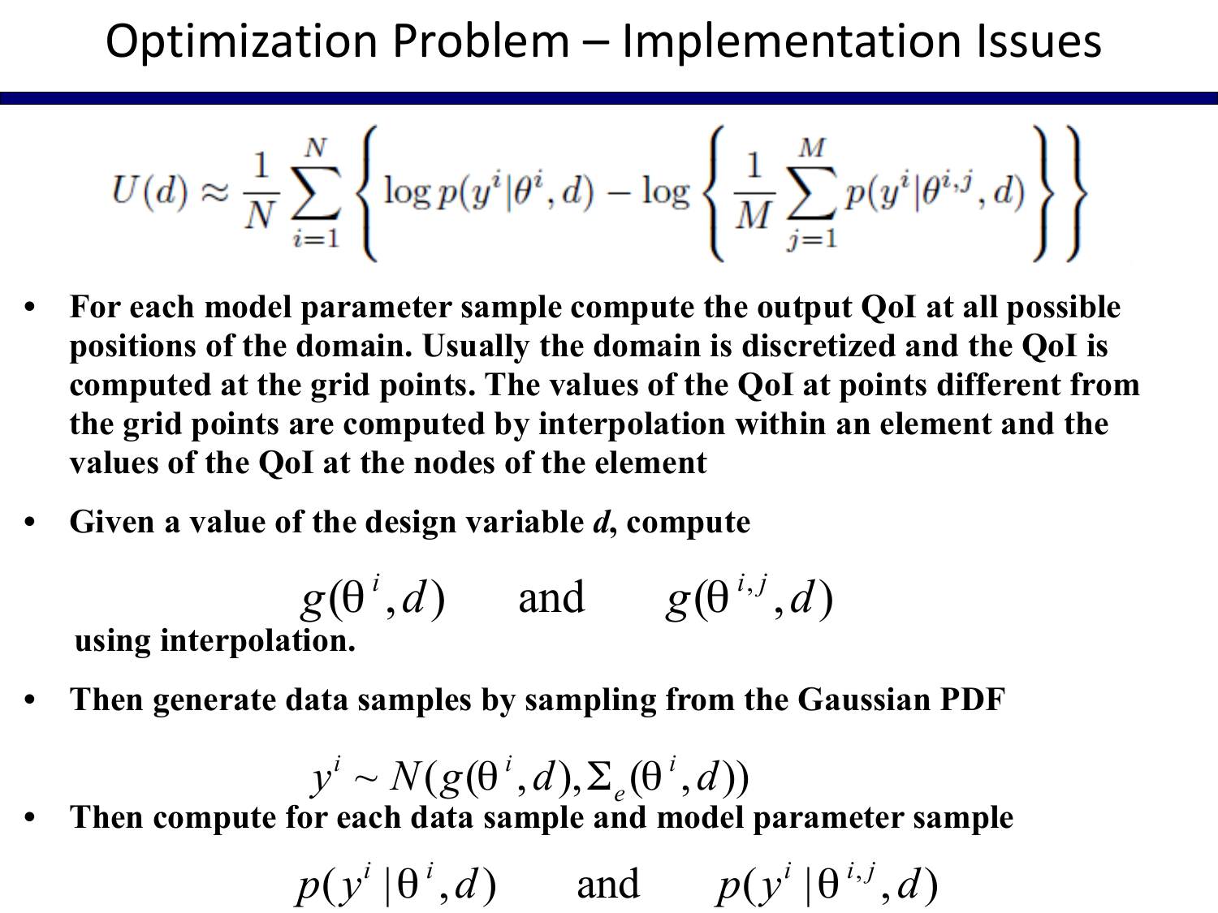# Optimization Problem – Implementation Issues

$$U(d) \approx \frac{1}{N} \sum_{i=1}^{N} \left\{ \log p(y^i|\theta^i, d) - \log \left\{ \frac{1}{M} \sum_{j=1}^{M} p(y^i|\theta^{i,j}, d) \right\} \right\}$$

- **For each model parameter sample compute the output QoI at all possible positions of the domain. Usually the domain is discretized and the QoI is computed at the grid points. The values of the QoI at points different from the grid points are computed by interpolation within an element and the values of the QoI at the nodes of the element**
- **Given a value of the design variable *d*, compute**

$$g(\theta^i, d) \qquad \text{and} \qquad g(\theta^{i,j}, d)$$

**using interpolation.**

- **Then generate data samples by sampling from the Gaussian PDF**

$$y^i \sim N(g(\theta^i, d), \Sigma_e(\theta^i, d))$$

- **Then compute for each data sample and model parameter sample**

$$p(y^i | \theta^i, d) \qquad \text{and} \qquad p(y^i | \theta^{i,j}, d)$$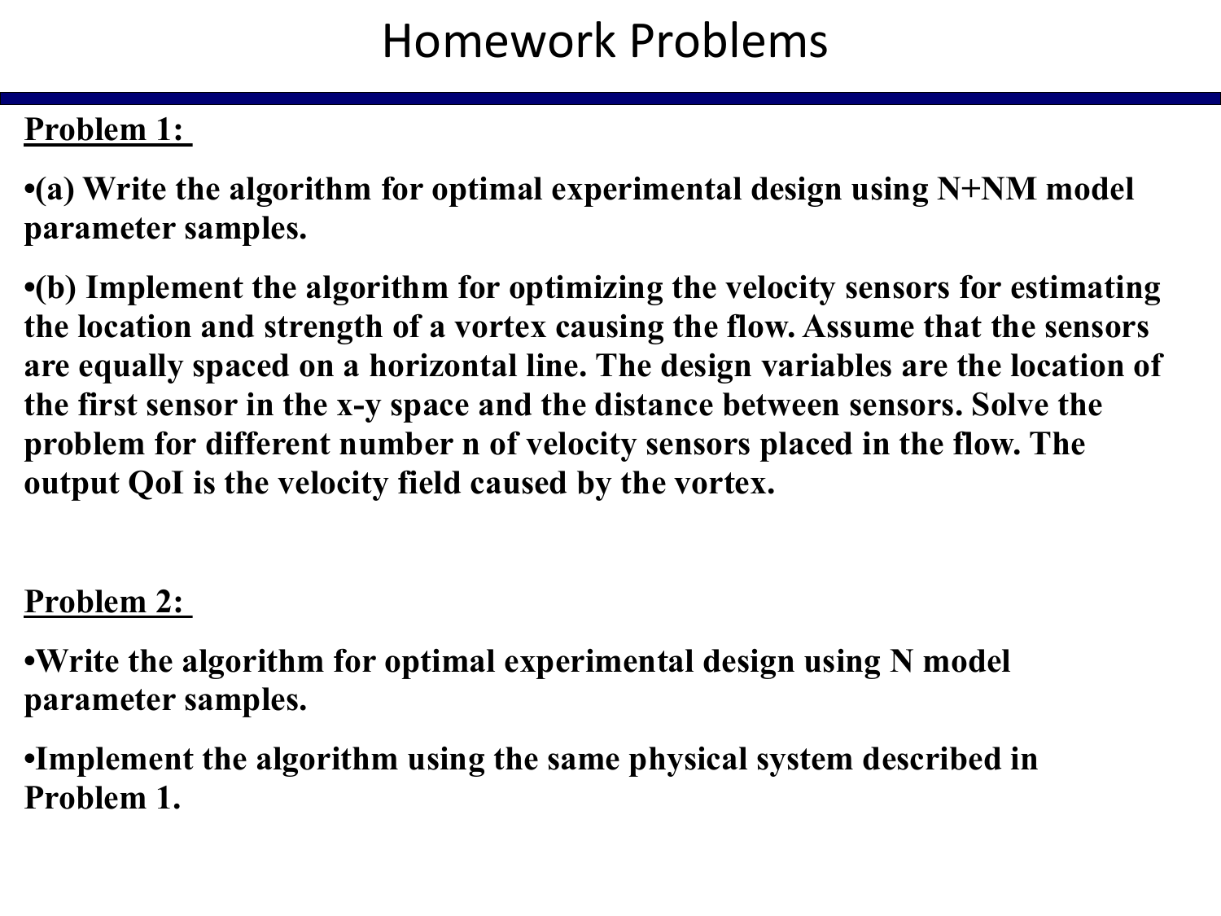# Homework Problems

**Problem 1:**

- **(a) Write the algorithm for optimal experimental design using N+NM model parameter samples.**
- **(b) Implement the algorithm for optimizing the velocity sensors for estimating the location and strength of a vortex causing the flow. Assume that the sensors are equally spaced on a horizontal line. The design variables are the location of the first sensor in the x-y space and the distance between sensors. Solve the problem for different number n of velocity sensors placed in the flow. The output QoI is the velocity field caused by the vortex.**

**Problem 2:**

- **Write the algorithm for optimal experimental design using N model parameter samples.**
- **Implement the algorithm using the same physical system described in Problem 1.**